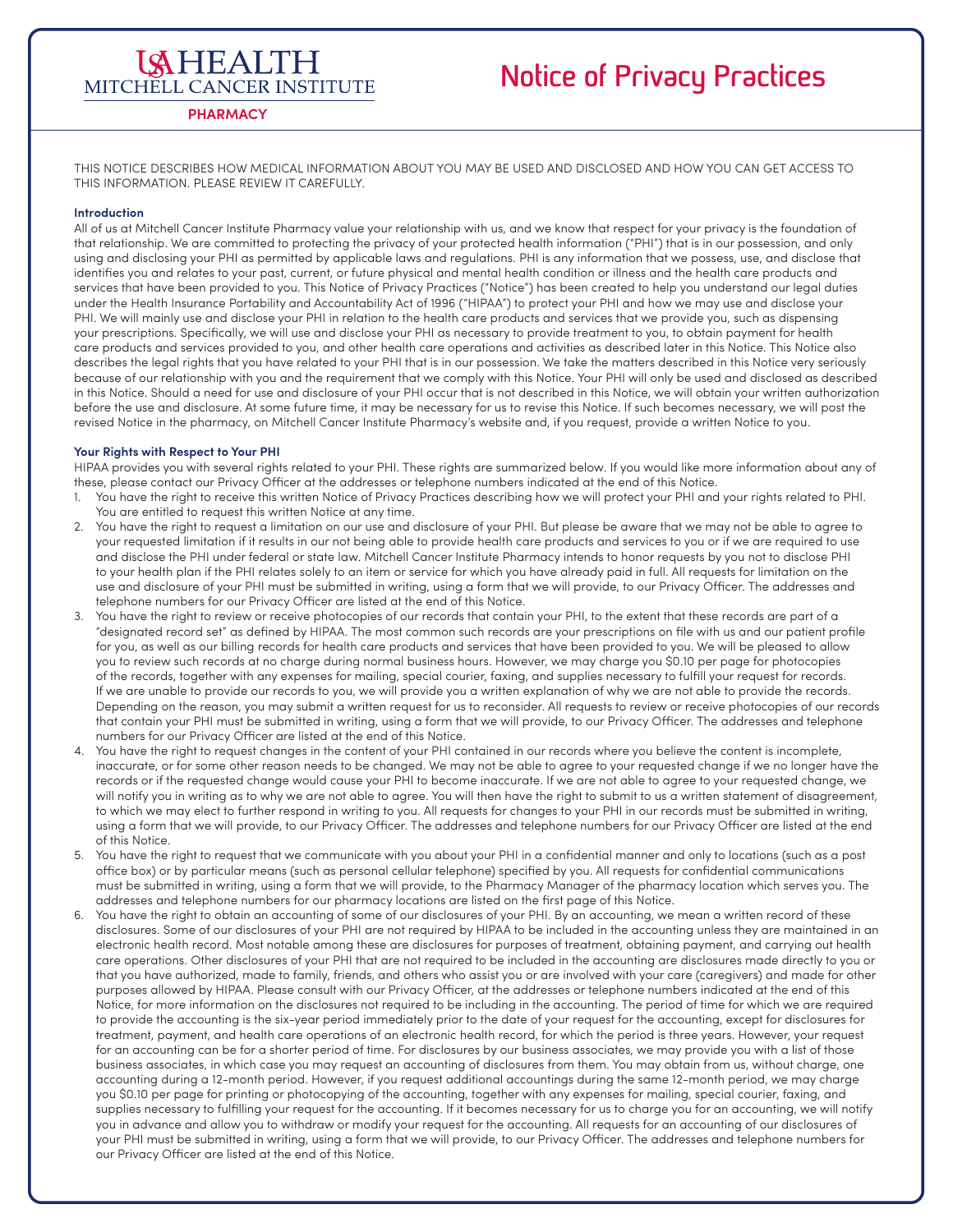USA HEALTH
MITCHELL CANCER INSTITUTE

**PHARMACY**

# Notice of Privacy Practices

THIS NOTICE DESCRIBES HOW MEDICAL INFORMATION ABOUT YOU MAY BE USED AND DISCLOSED AND HOW YOU CAN GET ACCESS TO THIS INFORMATION. PLEASE REVIEW IT CAREFULLY.

### Introduction

All of us at Mitchell Cancer Institute Pharmacy value your relationship with us, and we know that respect for your privacy is the foundation of that relationship. We are committed to protecting the privacy of your protected health information ("PHI") that is in our possession, and only using and disclosing your PHI as permitted by applicable laws and regulations. PHI is any information that we possess, use, and disclose that identifies you and relates to your past, current, or future physical and mental health condition or illness and the health care products and services that have been provided to you. This Notice of Privacy Practices ("Notice") has been created to help you understand our legal duties under the Health Insurance Portability and Accountability Act of 1996 ("HIPAA") to protect your PHI and how we may use and disclose your PHI. We will mainly use and disclose your PHI in relation to the health care products and services that we provide you, such as dispensing your prescriptions. Specifically, we will use and disclose your PHI as necessary to provide treatment to you, to obtain payment for health care products and services provided to you, and other health care operations and activities as described later in this Notice. This Notice also describes the legal rights that you have related to your PHI that is in our possession. We take the matters described in this Notice very seriously because of our relationship with you and the requirement that we comply with this Notice. Your PHI will only be used and disclosed as described in this Notice. Should a need for use and disclosure of your PHI occur that is not described in this Notice, we will obtain your written authorization before the use and disclosure. At some future time, it may be necessary for us to revise this Notice. If such becomes necessary, we will post the revised Notice in the pharmacy, on Mitchell Cancer Institute Pharmacy's website and, if you request, provide a written Notice to you.

### Your Rights with Respect to Your PHI

HIPAA provides you with several rights related to your PHI. These rights are summarized below. If you would like more information about any of these, please contact our Privacy Officer at the addresses or telephone numbers indicated at the end of this Notice.

1. You have the right to receive this written Notice of Privacy Practices describing how we will protect your PHI and your rights related to PHI. You are entitled to request this written Notice at any time.
2. You have the right to request a limitation on our use and disclosure of your PHI. But please be aware that we may not be able to agree to your requested limitation if it results in our not being able to provide health care products and services to you or if we are required to use and disclose the PHI under federal or state law. Mitchell Cancer Institute Pharmacy intends to honor requests by you not to disclose PHI to your health plan if the PHI relates solely to an item or service for which you have already paid in full. All requests for limitation on the use and disclosure of your PHI must be submitted in writing, using a form that we will provide, to our Privacy Officer. The addresses and telephone numbers for our Privacy Officer are listed at the end of this Notice.
3. You have the right to review or receive photocopies of our records that contain your PHI, to the extent that these records are part of a "designated record set" as defined by HIPAA. The most common such records are your prescriptions on file with us and our patient profile for you, as well as our billing records for health care products and services that have been provided to you. We will be pleased to allow you to review such records at no charge during normal business hours. However, we may charge you $0.10 per page for photocopies of the records, together with any expenses for mailing, special courier, faxing, and supplies necessary to fulfill your request for records. If we are unable to provide our records to you, we will provide you a written explanation of why we are not able to provide the records. Depending on the reason, you may submit a written request for us to reconsider. All requests to review or receive photocopies of our records that contain your PHI must be submitted in writing, using a form that we will provide, to our Privacy Officer. The addresses and telephone numbers for our Privacy Officer are listed at the end of this Notice.
4. You have the right to request changes in the content of your PHI contained in our records where you believe the content is incomplete, inaccurate, or for some other reason needs to be changed. We may not be able to agree to your requested change if we no longer have the records or if the requested change would cause your PHI to become inaccurate. If we are not able to agree to your requested change, we will notify you in writing as to why we are not able to agree. You will then have the right to submit to us a written statement of disagreement, to which we may elect to further respond in writing to you. All requests for changes to your PHI in our records must be submitted in writing, using a form that we will provide, to our Privacy Officer. The addresses and telephone numbers for our Privacy Officer are listed at the end of this Notice.
5. You have the right to request that we communicate with you about your PHI in a confidential manner and only to locations (such as a post office box) or by particular means (such as personal cellular telephone) specified by you. All requests for confidential communications must be submitted in writing, using a form that we will provide, to the Pharmacy Manager of the pharmacy location which serves you. The addresses and telephone numbers for our pharmacy locations are listed on the first page of this Notice.
6. You have the right to obtain an accounting of some of our disclosures of your PHI. By an accounting, we mean a written record of these disclosures. Some of our disclosures of your PHI are not required by HIPAA to be included in the accounting unless they are maintained in an electronic health record. Most notable among these are disclosures for purposes of treatment, obtaining payment, and carrying out health care operations. Other disclosures of your PHI that are not required to be included in the accounting are disclosures made directly to you or that you have authorized, made to family, friends, and others who assist you or are involved with your care (caregivers) and made for other purposes allowed by HIPAA. Please consult with our Privacy Officer, at the addresses or telephone numbers indicated at the end of this Notice, for more information on the disclosures not required to be including in the accounting. The period of time for which we are required to provide the accounting is the six-year period immediately prior to the date of your request for the accounting, except for disclosures for treatment, payment, and health care operations of an electronic health record, for which the period is three years. However, your request for an accounting can be for a shorter period of time. For disclosures by our business associates, we may provide you with a list of those business associates, in which case you may request an accounting of disclosures from them. You may obtain from us, without charge, one accounting during a 12-month period. However, if you request additional accountings during the same 12-month period, we may charge you $0.10 per page for printing or photocopying of the accounting, together with any expenses for mailing, special courier, faxing, and supplies necessary to fulfilling your request for the accounting. If it becomes necessary for us to charge you for an accounting, we will notify you in advance and allow you to withdraw or modify your request for the accounting. All requests for an accounting of our disclosures of your PHI must be submitted in writing, using a form that we will provide, to our Privacy Officer. The addresses and telephone numbers for our Privacy Officer are listed at the end of this Notice.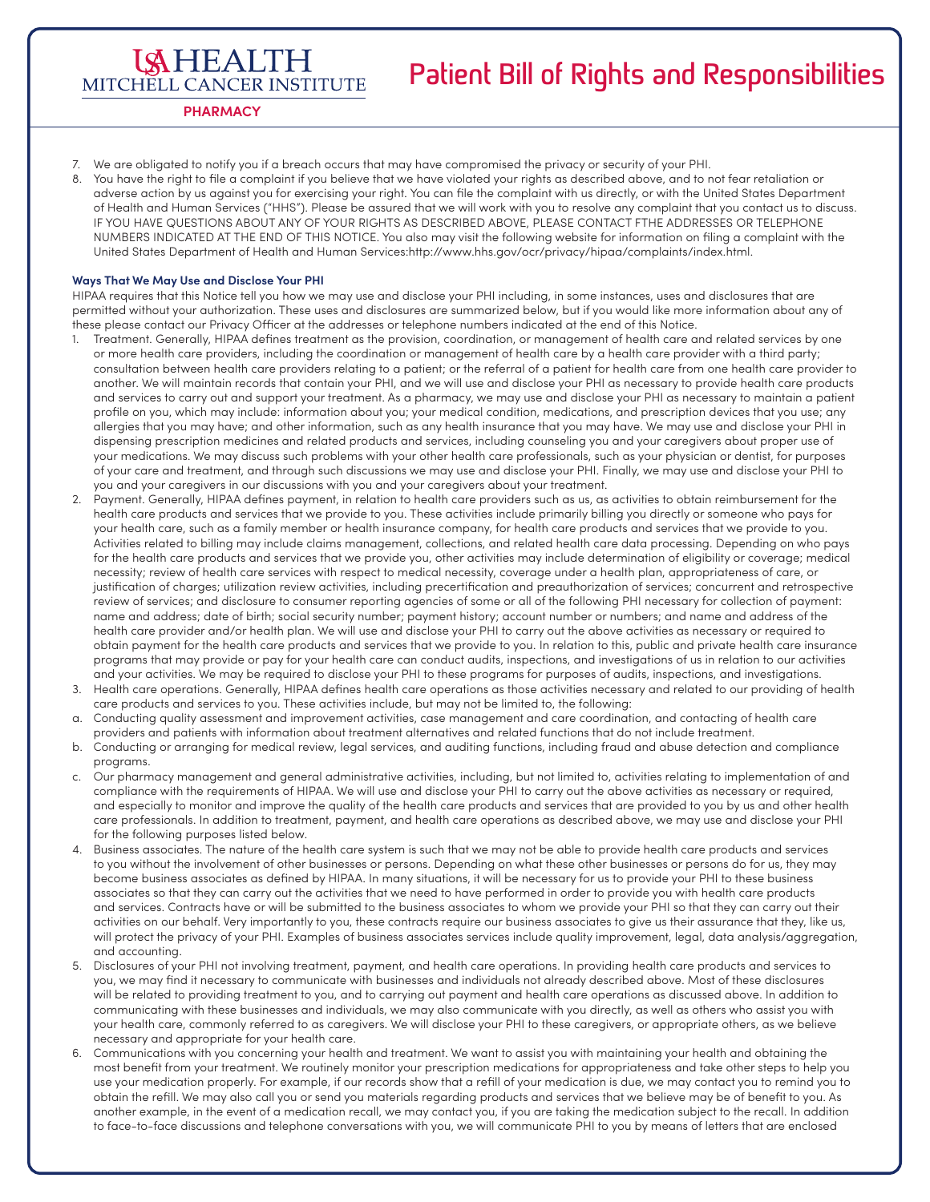7. We are obligated to notify you if a breach occurs that may have compromised the privacy or security of your PHI.
8. You have the right to file a complaint if you believe that we have violated your rights as described above, and to not fear retaliation or adverse action by us against you for exercising your right. You can file the complaint with us directly, or with the United States Department of Health and Human Services ("HHS"). Please be assured that we will work with you to resolve any complaint that you contact us to discuss. IF YOU HAVE QUESTIONS ABOUT ANY OF YOUR RIGHTS AS DESCRIBED ABOVE, PLEASE CONTACT FTHE ADDRESSES OR TELEPHONE NUMBERS INDICATED AT THE END OF THIS NOTICE. You also may visit the following website for information on filing a complaint with the United States Department of Health and Human Services:http://www.hhs.gov/ocr/privacy/hipaa/complaints/index.html.

**Ways That We May Use and Disclose Your PHI**

HIPAA requires that this Notice tell you how we may use and disclose your PHI including, in some instances, uses and disclosures that are permitted without your authorization. These uses and disclosures are summarized below, but if you would like more information about any of these please contact our Privacy Officer at the addresses or telephone numbers indicated at the end of this Notice.

1. Treatment. Generally, HIPAA defines treatment as the provision, coordination, or management of health care and related services by one or more health care providers, including the coordination or management of health care by a health care provider with a third party; consultation between health care providers relating to a patient; or the referral of a patient for health care from one health care provider to another. We will maintain records that contain your PHI, and we will use and disclose your PHI as necessary to provide health care products and services to carry out and support your treatment. As a pharmacy, we may use and disclose your PHI as necessary to maintain a patient profile on you, which may include: information about you; your medical condition, medications, and prescription devices that you use; any allergies that you may have; and other information, such as any health insurance that you may have. We may use and disclose your PHI in dispensing prescription medicines and related products and services, including counseling you and your caregivers about proper use of your medications. We may discuss such problems with your other health care professionals, such as your physician or dentist, for purposes of your care and treatment, and through such discussions we may use and disclose your PHI. Finally, we may use and disclose your PHI to you and your caregivers in our discussions with you and your caregivers about your treatment.
2. Payment. Generally, HIPAA defines payment, in relation to health care providers such as us, as activities to obtain reimbursement for the health care products and services that we provide to you. These activities include primarily billing you directly or someone who pays for your health care, such as a family member or health insurance company, for health care products and services that we provide to you. Activities related to billing may include claims management, collections, and related health care data processing. Depending on who pays for the health care products and services that we provide you, other activities may include determination of eligibility or coverage; medical necessity; review of health care services with respect to medical necessity, coverage under a health plan, appropriateness of care, or justification of charges; utilization review activities, including precertification and preauthorization of services; concurrent and retrospective review of services; and disclosure to consumer reporting agencies of some or all of the following PHI necessary for collection of payment: name and address; date of birth; social security number; payment history; account number or numbers; and name and address of the health care provider and/or health plan. We will use and disclose your PHI to carry out the above activities as necessary or required to obtain payment for the health care products and services that we provide to you. In relation to this, public and private health care insurance programs that may provide or pay for your health care can conduct audits, inspections, and investigations of us in relation to our activities and your activities. We may be required to disclose your PHI to these programs for purposes of audits, inspections, and investigations.
3. Health care operations. Generally, HIPAA defines health care operations as those activities necessary and related to our providing of health care products and services to you. These activities include, but may not be limited to, the following:
   a. Conducting quality assessment and improvement activities, case management and care coordination, and contacting of health care providers and patients with information about treatment alternatives and related functions that do not include treatment.
   b. Conducting or arranging for medical review, legal services, and auditing functions, including fraud and abuse detection and compliance programs.
   c. Our pharmacy management and general administrative activities, including, but not limited to, activities relating to implementation of and compliance with the requirements of HIPAA. We will use and disclose your PHI to carry out the above activities as necessary or required, and especially to monitor and improve the quality of the health care products and services that are provided to you by us and other health care professionals. In addition to treatment, payment, and health care operations as described above, we may use and disclose your PHI for the following purposes listed below.
4. Business associates. The nature of the health care system is such that we may not be able to provide health care products and services to you without the involvement of other businesses or persons. Depending on what these other businesses or persons do for us, they may become business associates as defined by HIPAA. In many situations, it will be necessary for us to provide your PHI to these business associates so that they can carry out the activities that we need to have performed in order to provide you with health care products and services. Contracts have or will be submitted to the business associates to whom we provide your PHI so that they can carry out their activities on our behalf. Very importantly to you, these contracts require our business associates to give us their assurance that they, like us, will protect the privacy of your PHI. Examples of business associates services include quality improvement, legal, data analysis/aggregation, and accounting.
5. Disclosures of your PHI not involving treatment, payment, and health care operations. In providing health care products and services to you, we may find it necessary to communicate with businesses and individuals not already described above. Most of these disclosures will be related to providing treatment to you, and to carrying out payment and health care operations as discussed above. In addition to communicating with these businesses and individuals, we may also communicate with you directly, as well as others who assist you with your health care, commonly referred to as caregivers. We will disclose your PHI to these caregivers, or appropriate others, as we believe necessary and appropriate for your health care.
6. Communications with you concerning your health and treatment. We want to assist you with maintaining your health and obtaining the most benefit from your treatment. We routinely monitor your prescription medications for appropriateness and take other steps to help you use your medication properly. For example, if our records show that a refill of your medication is due, we may contact you to remind you to obtain the refill. We may also call you or send you materials regarding products and services that we believe may be of benefit to you. As another example, in the event of a medication recall, we may contact you, if you are taking the medication subject to the recall. In addition to face-to-face discussions and telephone conversations with you, we will communicate PHI to you by means of letters that are enclosed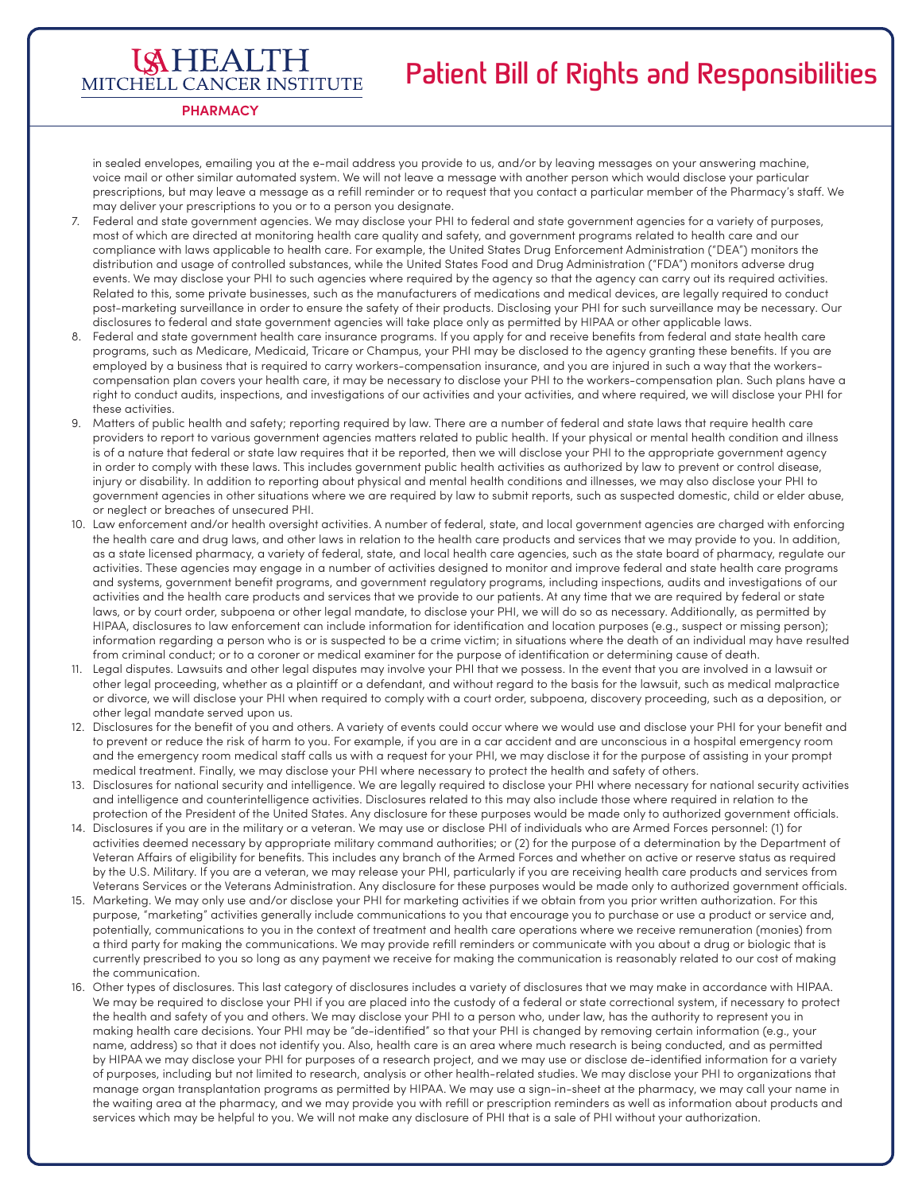in sealed envelopes, emailing you at the e-mail address you provide to us, and/or by leaving messages on your answering machine, voice mail or other similar automated system. We will not leave a message with another person which would disclose your particular prescriptions, but may leave a message as a refill reminder or to request that you contact a particular member of the Pharmacy's staff. We may deliver your prescriptions to you or to a person you designate.

7. Federal and state government agencies. We may disclose your PHI to federal and state government agencies for a variety of purposes, most of which are directed at monitoring health care quality and safety, and government programs related to health care and our compliance with laws applicable to health care. For example, the United States Drug Enforcement Administration ("DEA") monitors the distribution and usage of controlled substances, while the United States Food and Drug Administration ("FDA") monitors adverse drug events. We may disclose your PHI to such agencies where required by the agency so that the agency can carry out its required activities. Related to this, some private businesses, such as the manufacturers of medications and medical devices, are legally required to conduct post-marketing surveillance in order to ensure the safety of their products. Disclosing your PHI for such surveillance may be necessary. Our disclosures to federal and state government agencies will take place only as permitted by HIPAA or other applicable laws.
8. Federal and state government health care insurance programs. If you apply for and receive benefits from federal and state health care programs, such as Medicare, Medicaid, Tricare or Champus, your PHI may be disclosed to the agency granting these benefits. If you are employed by a business that is required to carry workers-compensation insurance, and you are injured in such a way that the workers-compensation plan covers your health care, it may be necessary to disclose your PHI to the workers-compensation plan. Such plans have a right to conduct audits, inspections, and investigations of our activities and your activities, and where required, we will disclose your PHI for these activities.
9. Matters of public health and safety; reporting required by law. There are a number of federal and state laws that require health care providers to report to various government agencies matters related to public health. If your physical or mental health condition and illness is of a nature that federal or state law requires that it be reported, then we will disclose your PHI to the appropriate government agency in order to comply with these laws. This includes government public health activities as authorized by law to prevent or control disease, injury or disability. In addition to reporting about physical and mental health conditions and illnesses, we may also disclose your PHI to government agencies in other situations where we are required by law to submit reports, such as suspected domestic, child or elder abuse, or neglect or breaches of unsecured PHI.
10. Law enforcement and/or health oversight activities. A number of federal, state, and local government agencies are charged with enforcing the health care and drug laws, and other laws in relation to the health care products and services that we may provide to you. In addition, as a state licensed pharmacy, a variety of federal, state, and local health care agencies, such as the state board of pharmacy, regulate our activities. These agencies may engage in a number of activities designed to monitor and improve federal and state health care programs and systems, government benefit programs, and government regulatory programs, including inspections, audits and investigations of our activities and the health care products and services that we provide to our patients. At any time that we are required by federal or state laws, or by court order, subpoena or other legal mandate, to disclose your PHI, we will do so as necessary. Additionally, as permitted by HIPAA, disclosures to law enforcement can include information for identification and location purposes (e.g., suspect or missing person); information regarding a person who is or is suspected to be a crime victim; in situations where the death of an individual may have resulted from criminal conduct; or to a coroner or medical examiner for the purpose of identification or determining cause of death.
11. Legal disputes. Lawsuits and other legal disputes may involve your PHI that we possess. In the event that you are involved in a lawsuit or other legal proceeding, whether as a plaintiff or a defendant, and without regard to the basis for the lawsuit, such as medical malpractice or divorce, we will disclose your PHI when required to comply with a court order, subpoena, discovery proceeding, such as a deposition, or other legal mandate served upon us.
12. Disclosures for the benefit of you and others. A variety of events could occur where we would use and disclose your PHI for your benefit and to prevent or reduce the risk of harm to you. For example, if you are in a car accident and are unconscious in a hospital emergency room and the emergency room medical staff calls us with a request for your PHI, we may disclose it for the purpose of assisting in your prompt medical treatment. Finally, we may disclose your PHI where necessary to protect the health and safety of others.
13. Disclosures for national security and intelligence. We are legally required to disclose your PHI where necessary for national security activities and intelligence and counterintelligence activities. Disclosures related to this may also include those where required in relation to the protection of the President of the United States. Any disclosure for these purposes would be made only to authorized government officials.
14. Disclosures if you are in the military or a veteran. We may use or disclose PHI of individuals who are Armed Forces personnel: (1) for activities deemed necessary by appropriate military command authorities; or (2) for the purpose of a determination by the Department of Veteran Affairs of eligibility for benefits. This includes any branch of the Armed Forces and whether on active or reserve status as required by the U.S. Military. If you are a veteran, we may release your PHI, particularly if you are receiving health care products and services from Veterans Services or the Veterans Administration. Any disclosure for these purposes would be made only to authorized government officials.
15. Marketing. We may only use and/or disclose your PHI for marketing activities if we obtain from you prior written authorization. For this purpose, "marketing" activities generally include communications to you that encourage you to purchase or use a product or service and, potentially, communications to you in the context of treatment and health care operations where we receive remuneration (monies) from a third party for making the communications. We may provide refill reminders or communicate with you about a drug or biologic that is currently prescribed to you so long as any payment we receive for making the communication is reasonably related to our cost of making the communication.
16. Other types of disclosures. This last category of disclosures includes a variety of disclosures that we may make in accordance with HIPAA. We may be required to disclose your PHI if you are placed into the custody of a federal or state correctional system, if necessary to protect the health and safety of you and others. We may disclose your PHI to a person who, under law, has the authority to represent you in making health care decisions. Your PHI may be "de-identified" so that your PHI is changed by removing certain information (e.g., your name, address) so that it does not identify you. Also, health care is an area where much research is being conducted, and as permitted by HIPAA we may disclose your PHI for purposes of a research project, and we may use or disclose de-identified information for a variety of purposes, including but not limited to research, analysis or other health-related studies. We may disclose your PHI to organizations that manage organ transplantation programs as permitted by HIPAA. We may use a sign-in-sheet at the pharmacy, we may call your name in the waiting area at the pharmacy, and we may provide you with refill or prescription reminders as well as information about products and services which may be helpful to you. We will not make any disclosure of PHI that is a sale of PHI without your authorization.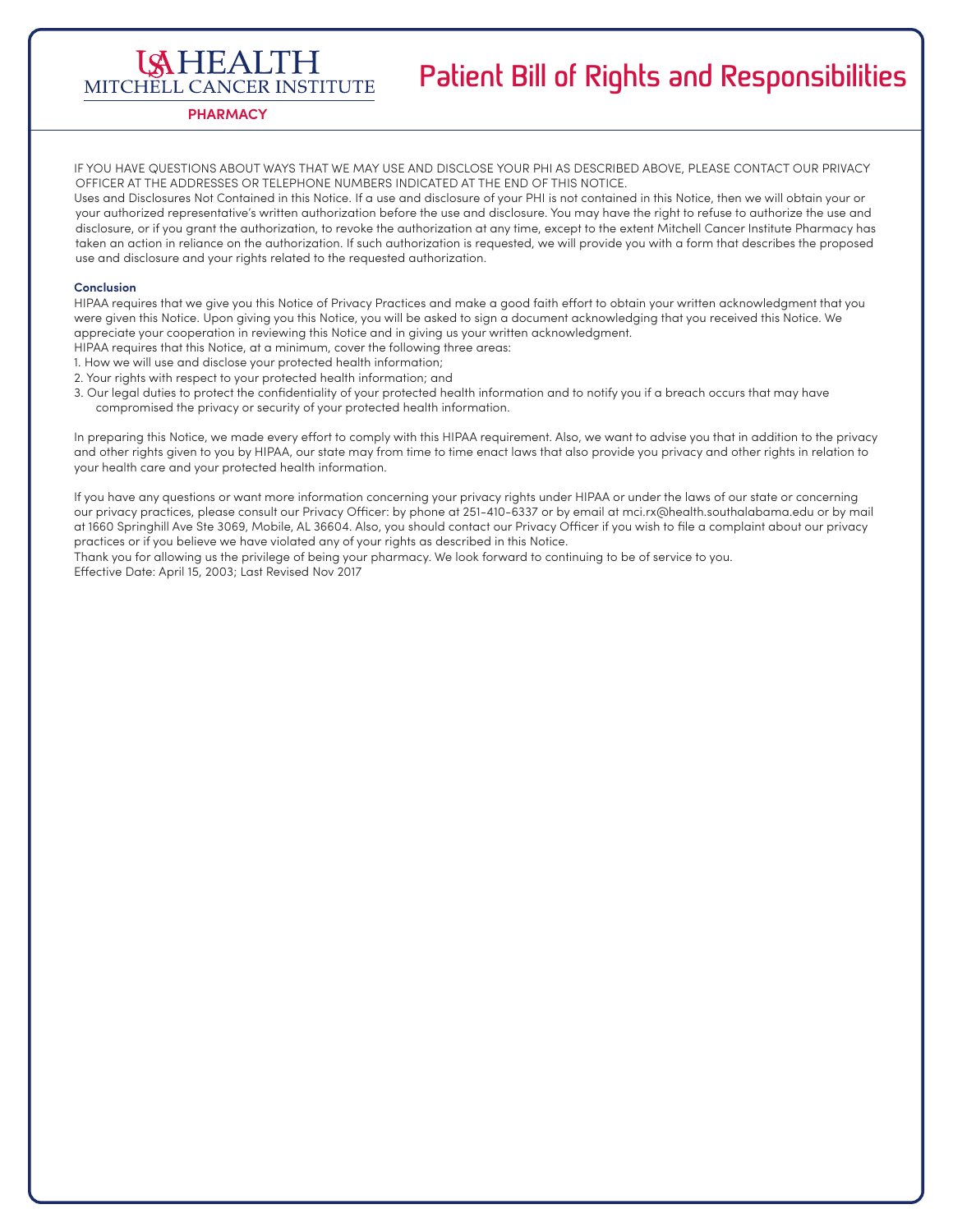USA HEALTH
MITCHELL CANCER INSTITUTE
PHARMACY

# Patient Bill of Rights and Responsibilities

IF YOU HAVE QUESTIONS ABOUT WAYS THAT WE MAY USE AND DISCLOSE YOUR PHI AS DESCRIBED ABOVE, PLEASE CONTACT OUR PRIVACY OFFICER AT THE ADDRESSES OR TELEPHONE NUMBERS INDICATED AT THE END OF THIS NOTICE.

Uses and Disclosures Not Contained in this Notice. If a use and disclosure of your PHI is not contained in this Notice, then we will obtain your or your authorized representative's written authorization before the use and disclosure. You may have the right to refuse to authorize the use and disclosure, or if you grant the authorization, to revoke the authorization at any time, except to the extent Mitchell Cancer Institute Pharmacy has taken an action in reliance on the authorization. If such authorization is requested, we will provide you with a form that describes the proposed use and disclosure and your rights related to the requested authorization.

**Conclusion**

HIPAA requires that we give you this Notice of Privacy Practices and make a good faith effort to obtain your written acknowledgment that you were given this Notice. Upon giving you this Notice, you will be asked to sign a document acknowledging that you received this Notice. We appreciate your cooperation in reviewing this Notice and in giving us your written acknowledgment.

HIPAA requires that this Notice, at a minimum, cover the following three areas:

1. How we will use and disclose your protected health information;
2. Your rights with respect to your protected health information; and
3. Our legal duties to protect the confidentiality of your protected health information and to notify you if a breach occurs that may have compromised the privacy or security of your protected health information.

In preparing this Notice, we made every effort to comply with this HIPAA requirement. Also, we want to advise you that in addition to the privacy and other rights given to you by HIPAA, our state may from time to time enact laws that also provide you privacy and other rights in relation to your health care and your protected health information.

If you have any questions or want more information concerning your privacy rights under HIPAA or under the laws of our state or concerning our privacy practices, please consult our Privacy Officer: by phone at 251-410-6337 or by email at mci.rx@health.southalabama.edu or by mail at 1660 Springhill Ave Ste 3069, Mobile, AL 36604. Also, you should contact our Privacy Officer if you wish to file a complaint about our privacy practices or if you believe we have violated any of your rights as described in this Notice.

Thank you for allowing us the privilege of being your pharmacy. We look forward to continuing to be of service to you.

Effective Date: April 15, 2003; Last Revised Nov 2017